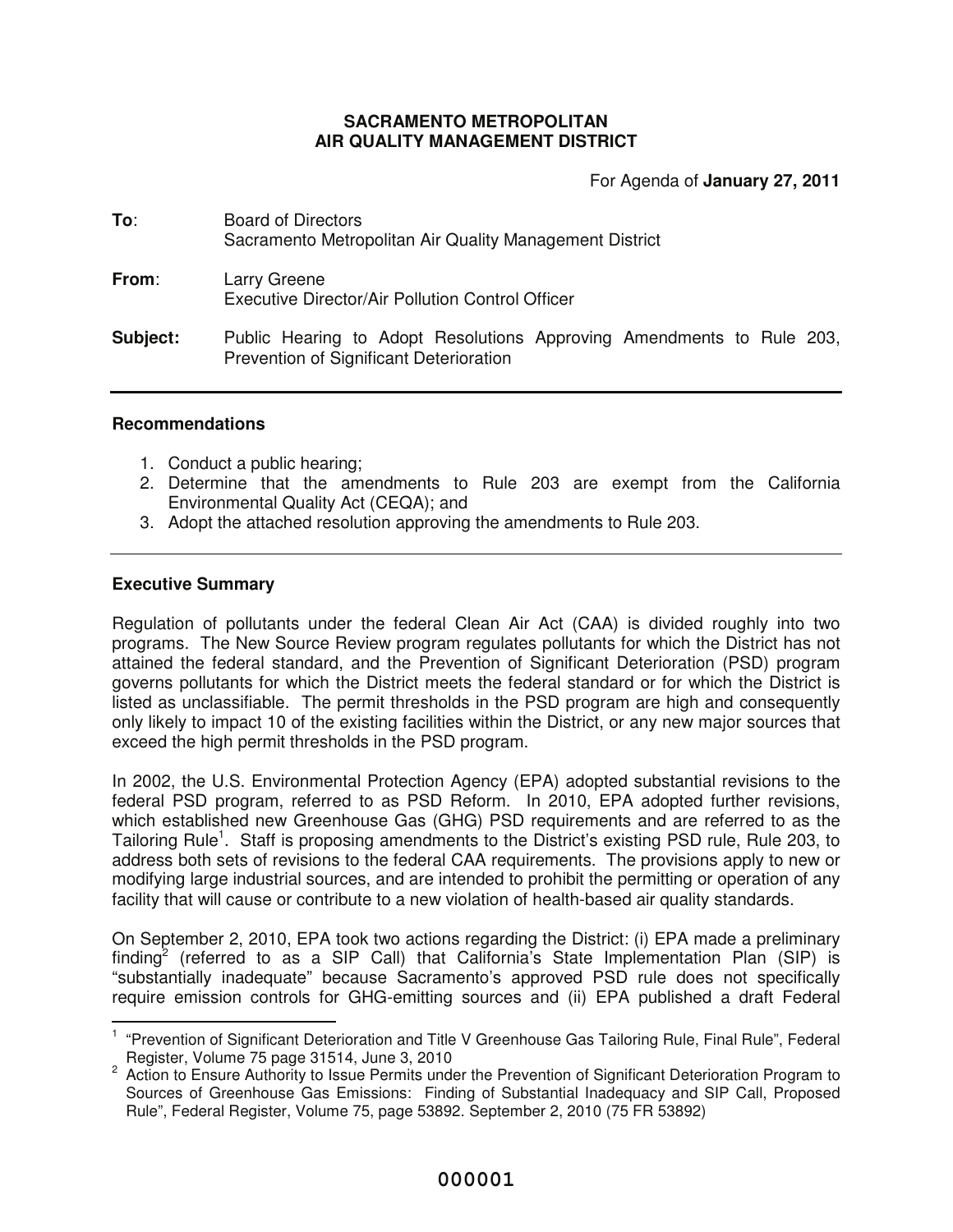**SACRAMENTO METROPOLITAN**
**AIR QUALITY MANAGEMENT DISTRICT**

For Agenda of **January 27, 2011**

**To**: Board of Directors
Sacramento Metropolitan Air Quality Management District

**From**: Larry Greene
Executive Director/Air Pollution Control Officer

**Subject:** Public Hearing to Adopt Resolutions Approving Amendments to Rule 203, Prevention of Significant Deterioration

---

### Recommendations

1. Conduct a public hearing;
2. Determine that the amendments to Rule 203 are exempt from the California Environmental Quality Act (CEQA); and
3. Adopt the attached resolution approving the amendments to Rule 203.

---

### Executive Summary

Regulation of pollutants under the federal Clean Air Act (CAA) is divided roughly into two programs. The New Source Review program regulates pollutants for which the District has not attained the federal standard, and the Prevention of Significant Deterioration (PSD) program governs pollutants for which the District meets the federal standard or for which the District is listed as unclassifiable. The permit thresholds in the PSD program are high and consequently only likely to impact 10 of the existing facilities within the District, or any new major sources that exceed the high permit thresholds in the PSD program.

In 2002, the U.S. Environmental Protection Agency (EPA) adopted substantial revisions to the federal PSD program, referred to as PSD Reform. In 2010, EPA adopted further revisions, which established new Greenhouse Gas (GHG) PSD requirements and are referred to as the Tailoring Rule[1]. Staff is proposing amendments to the District's existing PSD rule, Rule 203, to address both sets of revisions to the federal CAA requirements. The provisions apply to new or modifying large industrial sources, and are intended to prohibit the permitting or operation of any facility that will cause or contribute to a new violation of health-based air quality standards.

On September 2, 2010, EPA took two actions regarding the District: (i) EPA made a preliminary finding[2] (referred to as a SIP Call) that California's State Implementation Plan (SIP) is "substantially inadequate" because Sacramento's approved PSD rule does not specifically require emission controls for GHG-emitting sources and (ii) EPA published a draft Federal

---

[1] "Prevention of Significant Deterioration and Title V Greenhouse Gas Tailoring Rule, Final Rule", Federal Register, Volume 75 page 31514, June 3, 2010

[2] Action to Ensure Authority to Issue Permits under the Prevention of Significant Deterioration Program to Sources of Greenhouse Gas Emissions: Finding of Substantial Inadequacy and SIP Call, Proposed Rule", Federal Register, Volume 75, page 53892. September 2, 2010 (75 FR 53892)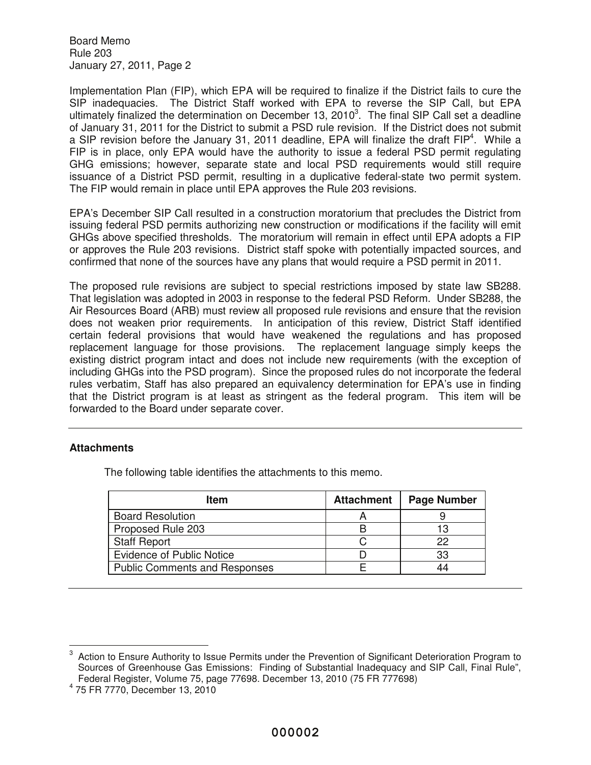Implementation Plan (FIP), which EPA will be required to finalize if the District fails to cure the SIP inadequacies. The District Staff worked with EPA to reverse the SIP Call, but EPA ultimately finalized the determination on December 13, 2010[3]. The final SIP Call set a deadline of January 31, 2011 for the District to submit a PSD rule revision. If the District does not submit a SIP revision before the January 31, 2011 deadline, EPA will finalize the draft FIP[4]. While a FIP is in place, only EPA would have the authority to issue a federal PSD permit regulating GHG emissions; however, separate state and local PSD requirements would still require issuance of a District PSD permit, resulting in a duplicative federal-state two permit system. The FIP would remain in place until EPA approves the Rule 203 revisions.

EPA's December SIP Call resulted in a construction moratorium that precludes the District from issuing federal PSD permits authorizing new construction or modifications if the facility will emit GHGs above specified thresholds. The moratorium will remain in effect until EPA adopts a FIP or approves the Rule 203 revisions. District staff spoke with potentially impacted sources, and confirmed that none of the sources have any plans that would require a PSD permit in 2011.

The proposed rule revisions are subject to special restrictions imposed by state law SB288. That legislation was adopted in 2003 in response to the federal PSD Reform. Under SB288, the Air Resources Board (ARB) must review all proposed rule revisions and ensure that the revision does not weaken prior requirements. In anticipation of this review, District Staff identified certain federal provisions that would have weakened the regulations and has proposed replacement language for those provisions. The replacement language simply keeps the existing district program intact and does not include new requirements (with the exception of including GHGs into the PSD program). Since the proposed rules do not incorporate the federal rules verbatim, Staff has also prepared an equivalency determination for EPA's use in finding that the District program is at least as stringent as the federal program. This item will be forwarded to the Board under separate cover.

---

**Attachments**

The following table identifies the attachments to this memo.

| Item | Attachment | Page Number |
|---|---|---|
| Board Resolution | A | 9 |
| Proposed Rule 203 | B | 13 |
| Staff Report | C | 22 |
| Evidence of Public Notice | D | 33 |
| Public Comments and Responses | E | 44 |

---

[3] Action to Ensure Authority to Issue Permits under the Prevention of Significant Deterioration Program to Sources of Greenhouse Gas Emissions: Finding of Substantial Inadequacy and SIP Call, Final Rule", Federal Register, Volume 75, page 77698. December 13, 2010 (75 FR 777698)

[4] 75 FR 7770, December 13, 2010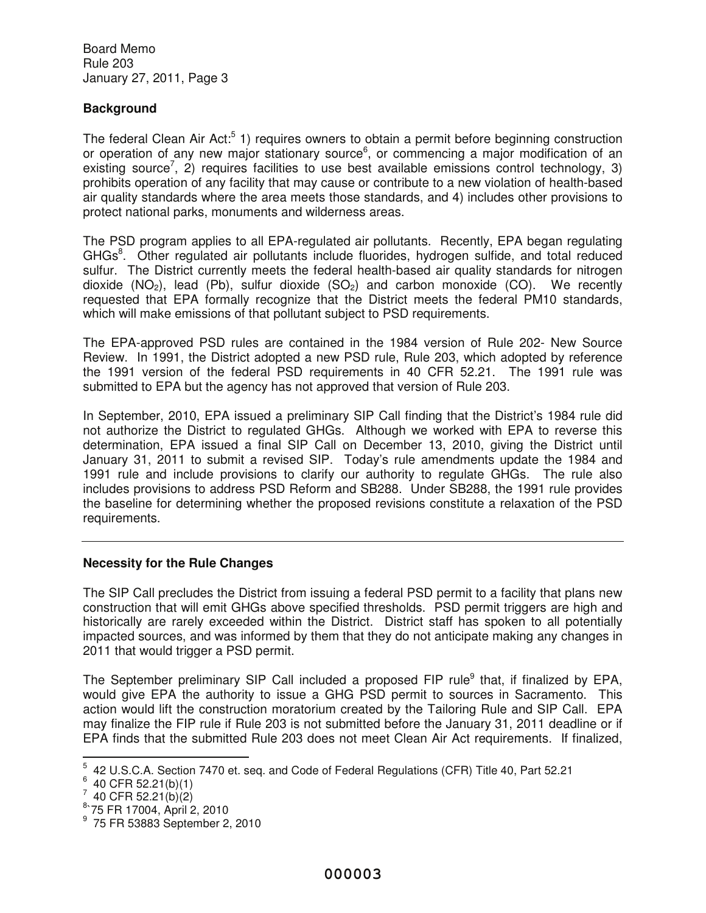## Background

The federal Clean Air Act:[5] 1) requires owners to obtain a permit before beginning construction or operation of any new major stationary source[6], or commencing a major modification of an existing source[7], 2) requires facilities to use best available emissions control technology, 3) prohibits operation of any facility that may cause or contribute to a new violation of health-based air quality standards where the area meets those standards, and 4) includes other provisions to protect national parks, monuments and wilderness areas.

The PSD program applies to all EPA-regulated air pollutants. Recently, EPA began regulating GHGs[8]. Other regulated air pollutants include fluorides, hydrogen sulfide, and total reduced sulfur. The District currently meets the federal health-based air quality standards for nitrogen dioxide ($NO_2$), lead (Pb), sulfur dioxide ($SO_2$) and carbon monoxide (CO). We recently requested that EPA formally recognize that the District meets the federal PM10 standards, which will make emissions of that pollutant subject to PSD requirements.

The EPA-approved PSD rules are contained in the 1984 version of Rule 202- New Source Review. In 1991, the District adopted a new PSD rule, Rule 203, which adopted by reference the 1991 version of the federal PSD requirements in 40 CFR 52.21. The 1991 rule was submitted to EPA but the agency has not approved that version of Rule 203.

In September, 2010, EPA issued a preliminary SIP Call finding that the District's 1984 rule did not authorize the District to regulated GHGs. Although we worked with EPA to reverse this determination, EPA issued a final SIP Call on December 13, 2010, giving the District until January 31, 2011 to submit a revised SIP. Today's rule amendments update the 1984 and 1991 rule and include provisions to clarify our authority to regulate GHGs. The rule also includes provisions to address PSD Reform and SB288. Under SB288, the 1991 rule provides the baseline for determining whether the proposed revisions constitute a relaxation of the PSD requirements.

---

## Necessity for the Rule Changes

The SIP Call precludes the District from issuing a federal PSD permit to a facility that plans new construction that will emit GHGs above specified thresholds. PSD permit triggers are high and historically are rarely exceeded within the District. District staff has spoken to all potentially impacted sources, and was informed by them that they do not anticipate making any changes in 2011 that would trigger a PSD permit.

The September preliminary SIP Call included a proposed FIP rule[9] that, if finalized by EPA, would give EPA the authority to issue a GHG PSD permit to sources in Sacramento. This action would lift the construction moratorium created by the Tailoring Rule and SIP Call. EPA may finalize the FIP rule if Rule 203 is not submitted before the January 31, 2011 deadline or if EPA finds that the submitted Rule 203 does not meet Clean Air Act requirements. If finalized,

---

[5] 42 U.S.C.A. Section 7470 et. seq. and Code of Federal Regulations (CFR) Title 40, Part 52.21
[6] 40 CFR 52.21(b)(1)
[7] 40 CFR 52.21(b)(2)
[8] 75 FR 17004, April 2, 2010
[9] 75 FR 53883 September 2, 2010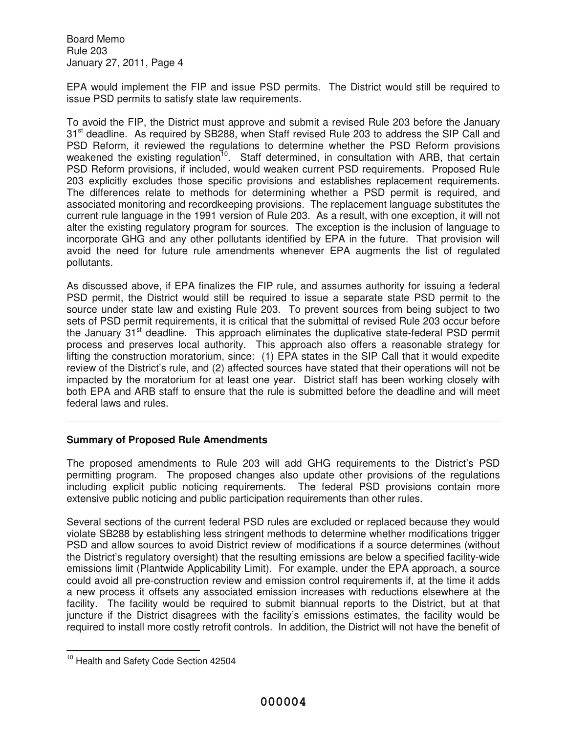EPA would implement the FIP and issue PSD permits. The District would still be required to issue PSD permits to satisfy state law requirements.

To avoid the FIP, the District must approve and submit a revised Rule 203 before the January 31st deadline. As required by SB288, when Staff revised Rule 203 to address the SIP Call and PSD Reform, it reviewed the regulations to determine whether the PSD Reform provisions weakened the existing regulation[10]. Staff determined, in consultation with ARB, that certain PSD Reform provisions, if included, would weaken current PSD requirements. Proposed Rule 203 explicitly excludes those specific provisions and establishes replacement requirements. The differences relate to methods for determining whether a PSD permit is required, and associated monitoring and recordkeeping provisions. The replacement language substitutes the current rule language in the 1991 version of Rule 203. As a result, with one exception, it will not alter the existing regulatory program for sources. The exception is the inclusion of language to incorporate GHG and any other pollutants identified by EPA in the future. That provision will avoid the need for future rule amendments whenever EPA augments the list of regulated pollutants.

As discussed above, if EPA finalizes the FIP rule, and assumes authority for issuing a federal PSD permit, the District would still be required to issue a separate state PSD permit to the source under state law and existing Rule 203. To prevent sources from being subject to two sets of PSD permit requirements, it is critical that the submittal of revised Rule 203 occur before the January 31st deadline. This approach eliminates the duplicative state-federal PSD permit process and preserves local authority. This approach also offers a reasonable strategy for lifting the construction moratorium, since: (1) EPA states in the SIP Call that it would expedite review of the District's rule, and (2) affected sources have stated that their operations will not be impacted by the moratorium for at least one year. District staff has been working closely with both EPA and ARB staff to ensure that the rule is submitted before the deadline and will meet federal laws and rules.

---

**Summary of Proposed Rule Amendments**

The proposed amendments to Rule 203 will add GHG requirements to the District's PSD permitting program. The proposed changes also update other provisions of the regulations including explicit public noticing requirements. The federal PSD provisions contain more extensive public noticing and public participation requirements than other rules.

Several sections of the current federal PSD rules are excluded or replaced because they would violate SB288 by establishing less stringent methods to determine whether modifications trigger PSD and allow sources to avoid District review of modifications if a source determines (without the District's regulatory oversight) that the resulting emissions are below a specified facility-wide emissions limit (Plantwide Applicability Limit). For example, under the EPA approach, a source could avoid all pre-construction review and emission control requirements if, at the time it adds a new process it offsets any associated emission increases with reductions elsewhere at the facility. The facility would be required to submit biannual reports to the District, but at that juncture if the District disagrees with the facility's emissions estimates, the facility would be required to install more costly retrofit controls. In addition, the District will not have the benefit of

[10] Health and Safety Code Section 42504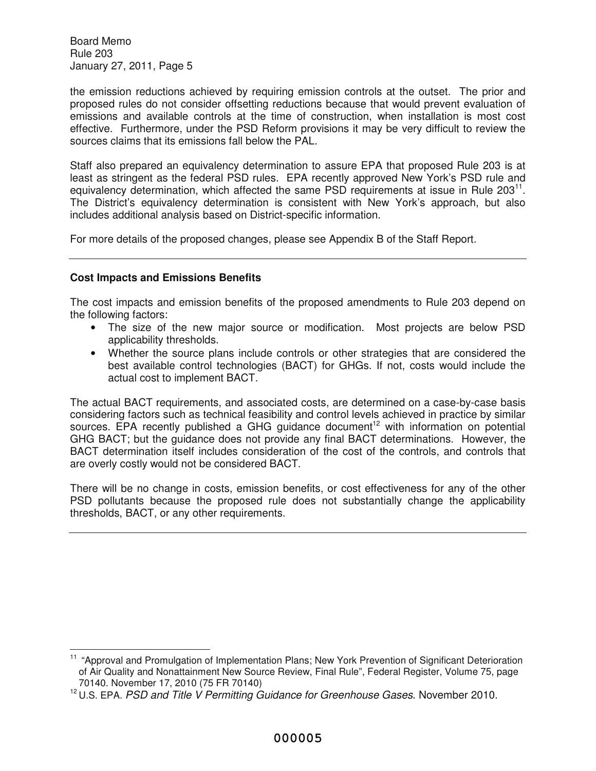the emission reductions achieved by requiring emission controls at the outset. The prior and proposed rules do not consider offsetting reductions because that would prevent evaluation of emissions and available controls at the time of construction, when installation is most cost effective. Furthermore, under the PSD Reform provisions it may be very difficult to review the sources claims that its emissions fall below the PAL.

Staff also prepared an equivalency determination to assure EPA that proposed Rule 203 is at least as stringent as the federal PSD rules. EPA recently approved New York's PSD rule and equivalency determination, which affected the same PSD requirements at issue in Rule 203[11]. The District's equivalency determination is consistent with New York's approach, but also includes additional analysis based on District-specific information.

For more details of the proposed changes, please see Appendix B of the Staff Report.

---

**Cost Impacts and Emissions Benefits**

The cost impacts and emission benefits of the proposed amendments to Rule 203 depend on the following factors:

- The size of the new major source or modification. Most projects are below PSD applicability thresholds.
- Whether the source plans include controls or other strategies that are considered the best available control technologies (BACT) for GHGs. If not, costs would include the actual cost to implement BACT.

The actual BACT requirements, and associated costs, are determined on a case-by-case basis considering factors such as technical feasibility and control levels achieved in practice by similar sources. EPA recently published a GHG guidance document[12] with information on potential GHG BACT; but the guidance does not provide any final BACT determinations. However, the BACT determination itself includes consideration of the cost of the controls, and controls that are overly costly would not be considered BACT.

There will be no change in costs, emission benefits, or cost effectiveness for any of the other PSD pollutants because the proposed rule does not substantially change the applicability thresholds, BACT, or any other requirements.

---

[11] "Approval and Promulgation of Implementation Plans; New York Prevention of Significant Deterioration of Air Quality and Nonattainment New Source Review, Final Rule", Federal Register, Volume 75, page 70140. November 17, 2010 (75 FR 70140)

[12] U.S. EPA. *PSD and Title V Permitting Guidance for Greenhouse Gases*. November 2010.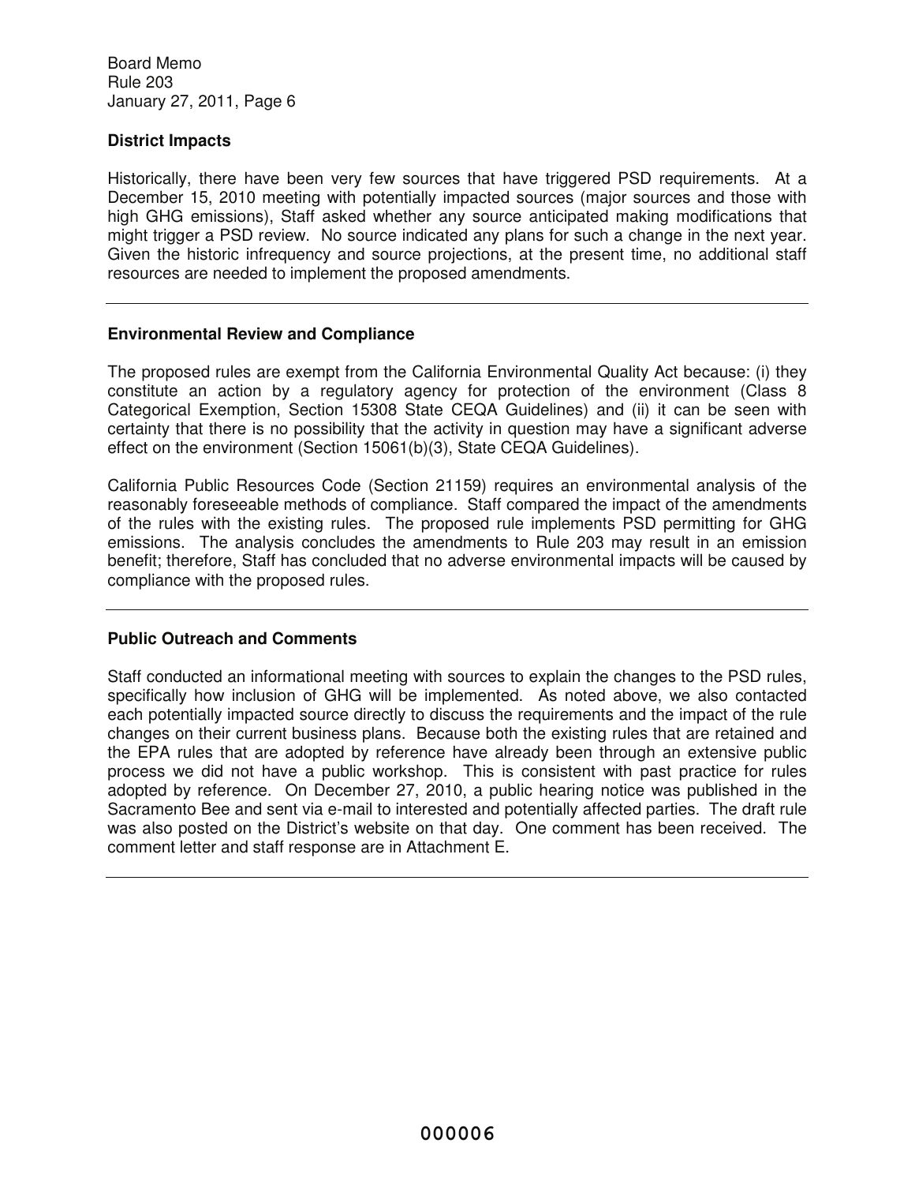## District Impacts

Historically, there have been very few sources that have triggered PSD requirements. At a December 15, 2010 meeting with potentially impacted sources (major sources and those with high GHG emissions), Staff asked whether any source anticipated making modifications that might trigger a PSD review. No source indicated any plans for such a change in the next year. Given the historic infrequency and source projections, at the present time, no additional staff resources are needed to implement the proposed amendments.

---

## Environmental Review and Compliance

The proposed rules are exempt from the California Environmental Quality Act because: (i) they constitute an action by a regulatory agency for protection of the environment (Class 8 Categorical Exemption, Section 15308 State CEQA Guidelines) and (ii) it can be seen with certainty that there is no possibility that the activity in question may have a significant adverse effect on the environment (Section 15061(b)(3), State CEQA Guidelines).

California Public Resources Code (Section 21159) requires an environmental analysis of the reasonably foreseeable methods of compliance. Staff compared the impact of the amendments of the rules with the existing rules. The proposed rule implements PSD permitting for GHG emissions. The analysis concludes the amendments to Rule 203 may result in an emission benefit; therefore, Staff has concluded that no adverse environmental impacts will be caused by compliance with the proposed rules.

---

## Public Outreach and Comments

Staff conducted an informational meeting with sources to explain the changes to the PSD rules, specifically how inclusion of GHG will be implemented. As noted above, we also contacted each potentially impacted source directly to discuss the requirements and the impact of the rule changes on their current business plans. Because both the existing rules that are retained and the EPA rules that are adopted by reference have already been through an extensive public process we did not have a public workshop. This is consistent with past practice for rules adopted by reference. On December 27, 2010, a public hearing notice was published in the Sacramento Bee and sent via e-mail to interested and potentially affected parties. The draft rule was also posted on the District's website on that day. One comment has been received. The comment letter and staff response are in Attachment E.

---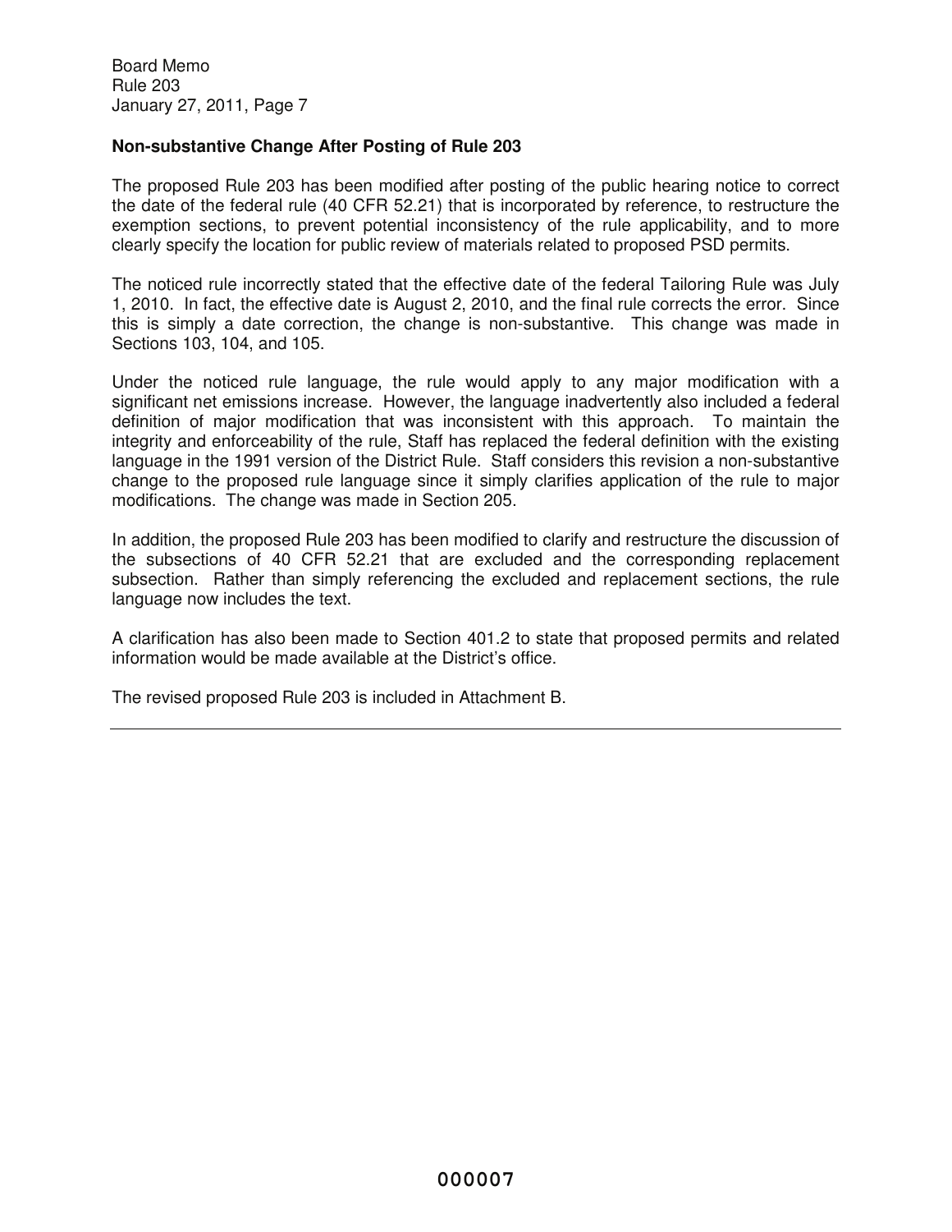**Non-substantive Change After Posting of Rule 203**

The proposed Rule 203 has been modified after posting of the public hearing notice to correct the date of the federal rule (40 CFR 52.21) that is incorporated by reference, to restructure the exemption sections, to prevent potential inconsistency of the rule applicability, and to more clearly specify the location for public review of materials related to proposed PSD permits.

The noticed rule incorrectly stated that the effective date of the federal Tailoring Rule was July 1, 2010. In fact, the effective date is August 2, 2010, and the final rule corrects the error. Since this is simply a date correction, the change is non-substantive. This change was made in Sections 103, 104, and 105.

Under the noticed rule language, the rule would apply to any major modification with a significant net emissions increase. However, the language inadvertently also included a federal definition of major modification that was inconsistent with this approach. To maintain the integrity and enforceability of the rule, Staff has replaced the federal definition with the existing language in the 1991 version of the District Rule. Staff considers this revision a non-substantive change to the proposed rule language since it simply clarifies application of the rule to major modifications. The change was made in Section 205.

In addition, the proposed Rule 203 has been modified to clarify and restructure the discussion of the subsections of 40 CFR 52.21 that are excluded and the corresponding replacement subsection. Rather than simply referencing the excluded and replacement sections, the rule language now includes the text.

A clarification has also been made to Section 401.2 to state that proposed permits and related information would be made available at the District's office.

The revised proposed Rule 203 is included in Attachment B.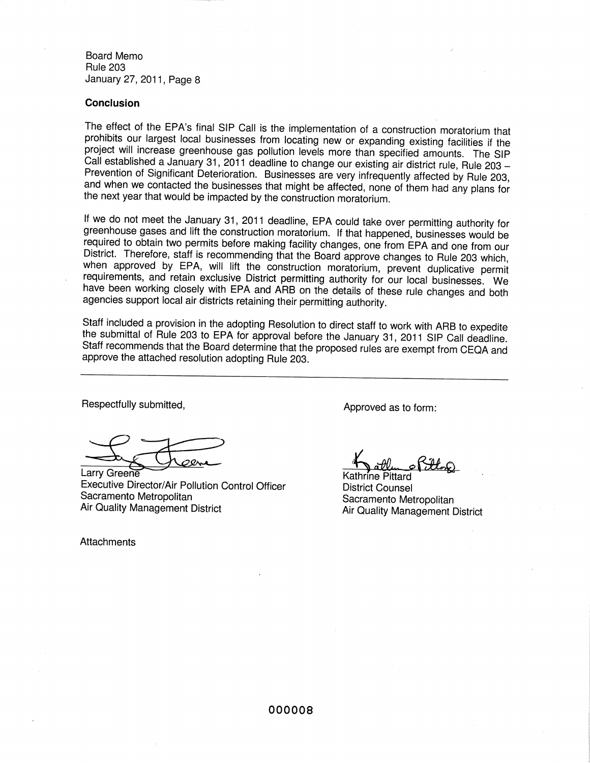Board Memo
Rule 203
January 27, 2011, Page 8

**Conclusion**

The effect of the EPA's final SIP Call is the implementation of a construction moratorium that prohibits our largest local businesses from locating new or expanding existing facilities if the project will increase greenhouse gas pollution levels more than specified amounts. The SIP Call established a January 31, 2011 deadline to change our existing air district rule, Rule 203 – Prevention of Significant Deterioration. Businesses are very infrequently affected by Rule 203, and when we contacted the businesses that might be affected, none of them had any plans for the next year that would be impacted by the construction moratorium.

If we do not meet the January 31, 2011 deadline, EPA could take over permitting authority for greenhouse gases and lift the construction moratorium. If that happened, businesses would be required to obtain two permits before making facility changes, one from EPA and one from our District. Therefore, staff is recommending that the Board approve changes to Rule 203 which, when approved by EPA, will lift the construction moratorium, prevent duplicative permit requirements, and retain exclusive District permitting authority for our local businesses. We have been working closely with EPA and ARB on the details of these rule changes and both agencies support local air districts retaining their permitting authority.

Staff included a provision in the adopting Resolution to direct staff to work with ARB to expedite the submittal of Rule 203 to EPA for approval before the January 31, 2011 SIP Call deadline. Staff recommends that the Board determine that the proposed rules are exempt from CEQA and approve the attached resolution adopting Rule 203.

---

Respectfully submitted,

Larry Greene
Executive Director/Air Pollution Control Officer
Sacramento Metropolitan
Air Quality Management District

Approved as to form:

Kathrine Pittard
District Counsel
Sacramento Metropolitan
Air Quality Management District

Attachments

000008